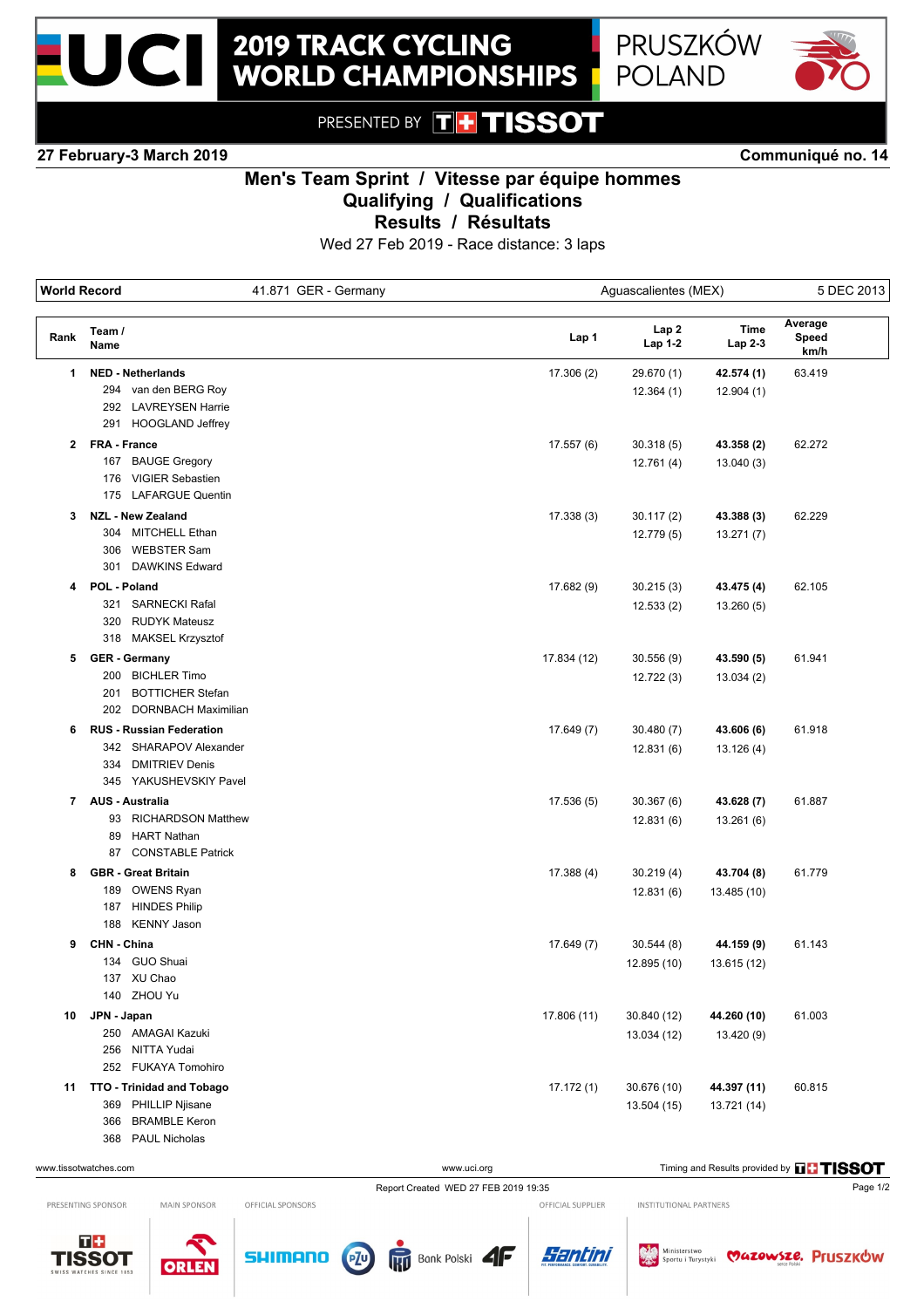# 2019 TRACK CYCLING WORLD CHAMPIONSHIPS

PRUSZKÓW POLAND

PRESENTED BY TISSOT

**27 February-3 March 2019** **Communiqué no. 14**

## Men's Team Sprint / Vitesse par équipe hommes
## Qualifying / Qualifications
## Results / Résultats

Wed 27 Feb 2019 - Race distance: 3 laps

| World Record | 41.871 GER - Germany | Aguascalientes (MEX) | 5 DEC 2013 |
|---|---|---|---|

| Rank | Team / Name | Lap 1 | Lap 2 / Lap 1-2 | Time / Lap 2-3 | Average Speed km/h |
|---|---|---|---|---|---|
| 1 | **NED - Netherlands** | 17.306 (2) | 29.670 (1) | **42.574 (1)** | 63.419 |
| | 294 van den BERG Roy | | 12.364 (1) | 12.904 (1) | |
| | 292 LAVREYSEN Harrie | | | | |
| | 291 HOOGLAND Jeffrey | | | | |
| 2 | **FRA - France** | 17.557 (6) | 30.318 (5) | **43.358 (2)** | 62.272 |
| | 167 BAUGE Gregory | | 12.761 (4) | 13.040 (3) | |
| | 176 VIGIER Sebastien | | | | |
| | 175 LAFARGUE Quentin | | | | |
| 3 | **NZL - New Zealand** | 17.338 (3) | 30.117 (2) | **43.388 (3)** | 62.229 |
| | 304 MITCHELL Ethan | | 12.779 (5) | 13.271 (7) | |
| | 306 WEBSTER Sam | | | | |
| | 301 DAWKINS Edward | | | | |
| 4 | **POL - Poland** | 17.682 (9) | 30.215 (3) | **43.475 (4)** | 62.105 |
| | 321 SARNECKI Rafal | | 12.533 (2) | 13.260 (5) | |
| | 320 RUDYK Mateusz | | | | |
| | 318 MAKSEL Krzysztof | | | | |
| 5 | **GER - Germany** | 17.834 (12) | 30.556 (9) | **43.590 (5)** | 61.941 |
| | 200 BICHLER Timo | | 12.722 (3) | 13.034 (2) | |
| | 201 BOTTICHER Stefan | | | | |
| | 202 DORNBACH Maximilian | | | | |
| 6 | **RUS - Russian Federation** | 17.649 (7) | 30.480 (7) | **43.606 (6)** | 61.918 |
| | 342 SHARAPOV Alexander | | 12.831 (6) | 13.126 (4) | |
| | 334 DMITRIEV Denis | | | | |
| | 345 YAKUSHEVSKIY Pavel | | | | |
| 7 | **AUS - Australia** | 17.536 (5) | 30.367 (6) | **43.628 (7)** | 61.887 |
| | 93 RICHARDSON Matthew | | 12.831 (6) | 13.261 (6) | |
| | 89 HART Nathan | | | | |
| | 87 CONSTABLE Patrick | | | | |
| 8 | **GBR - Great Britain** | 17.388 (4) | 30.219 (4) | **43.704 (8)** | 61.779 |
| | 189 OWENS Ryan | | 12.831 (6) | 13.485 (10) | |
| | 187 HINDES Philip | | | | |
| | 188 KENNY Jason | | | | |
| 9 | **CHN - China** | 17.649 (7) | 30.544 (8) | **44.159 (9)** | 61.143 |
| | 134 GUO Shuai | | 12.895 (10) | 13.615 (12) | |
| | 137 XU Chao | | | | |
| | 140 ZHOU Yu | | | | |
| 10 | **JPN - Japan** | 17.806 (11) | 30.840 (12) | **44.260 (10)** | 61.003 |
| | 250 AMAGAI Kazuki | | 13.034 (12) | 13.420 (9) | |
| | 256 NITTA Yudai | | | | |
| | 252 FUKAYA Tomohiro | | | | |
| 11 | **TTO - Trinidad and Tobago** | 17.172 (1) | 30.676 (10) | **44.397 (11)** | 60.815 |
| | 369 PHILLIP Njisane | | 13.504 (15) | 13.721 (14) | |
| | 366 BRAMBLE Keron | | | | |
| | 368 PAUL Nicholas | | | | |

www.tissotwatches.com www.uci.org Timing and Results provided by TISSOT

Report Created WED 27 FEB 2019 19:35

PRESENTING SPONSOR: TISSOT — MAIN SPONSOR: ORLEN — OFFICIAL SPONSORS: SHIMANO, PZU, Bank Polski, 4F — OFFICIAL SUPPLIER: Santini — INSTITUTIONAL PARTNERS: Ministerstwo Sportu i Turystyki, Mazowsze, Pruszków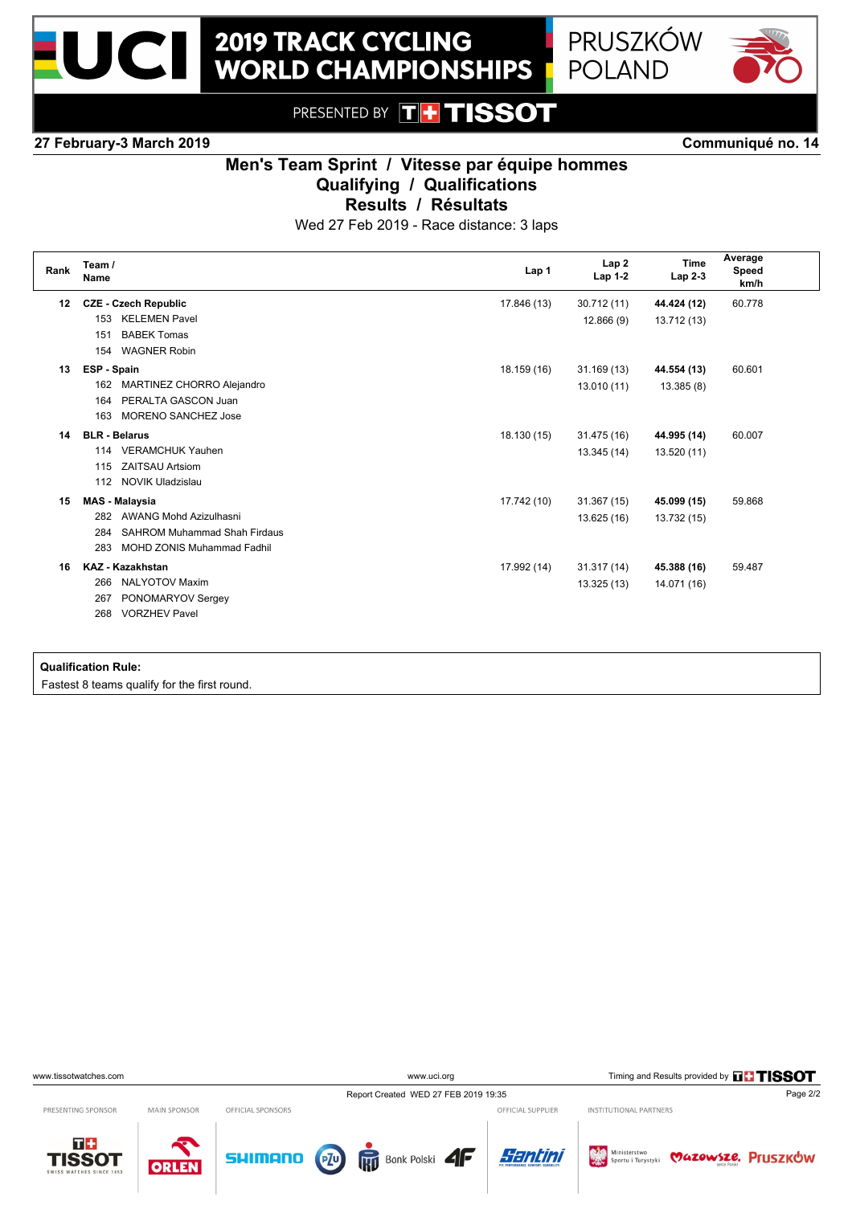27 February-3 March 2019 | Communiqué no. 14

## Men's Team Sprint / Vitesse par équipe hommes
## Qualifying / Qualifications
## Results / Résultats

Wed 27 Feb 2019 - Race distance: 3 laps

| Rank | Team / Name | Lap 1 | Lap 2 Lap 1-2 | Time Lap 2-3 | Average Speed km/h |
|---|---|---|---|---|---|
| 12 | **CZE - Czech Republic** | 17.846 (13) | 30.712 (11) | **44.424 (12)** | 60.778 |
| | 153 KELEMEN Pavel | | 12.866 (9) | 13.712 (13) | |
| | 151 BABEK Tomas | | | | |
| | 154 WAGNER Robin | | | | |
| 13 | **ESP - Spain** | 18.159 (16) | 31.169 (13) | **44.554 (13)** | 60.601 |
| | 162 MARTINEZ CHORRO Alejandro | | 13.010 (11) | 13.385 (8) | |
| | 164 PERALTA GASCON Juan | | | | |
| | 163 MORENO SANCHEZ Jose | | | | |
| 14 | **BLR - Belarus** | 18.130 (15) | 31.475 (16) | **44.995 (14)** | 60.007 |
| | 114 VERAMCHUK Yauhen | | 13.345 (14) | 13.520 (11) | |
| | 115 ZAITSAU Artsiom | | | | |
| | 112 NOVIK Uladzislau | | | | |
| 15 | **MAS - Malaysia** | 17.742 (10) | 31.367 (15) | **45.099 (15)** | 59.868 |
| | 282 AWANG Mohd Azizulhasni | | 13.625 (16) | 13.732 (15) | |
| | 284 SAHROM Muhammad Shah Firdaus | | | | |
| | 283 MOHD ZONIS Muhammad Fadhil | | | | |
| 16 | **KAZ - Kazakhstan** | 17.992 (14) | 31.317 (14) | **45.388 (16)** | 59.487 |
| | 266 NALYOTOV Maxim | | 13.325 (13) | 14.071 (16) | |
| | 267 PONOMARYOV Sergey | | | | |
| | 268 VORZHEV Pavel | | | | |

**Qualification Rule:**
Fastest 8 teams qualify for the first round.

www.tissotwatches.com | www.uci.org | Timing and Results provided by TISSOT

Report Created WED 27 FEB 2019 19:35